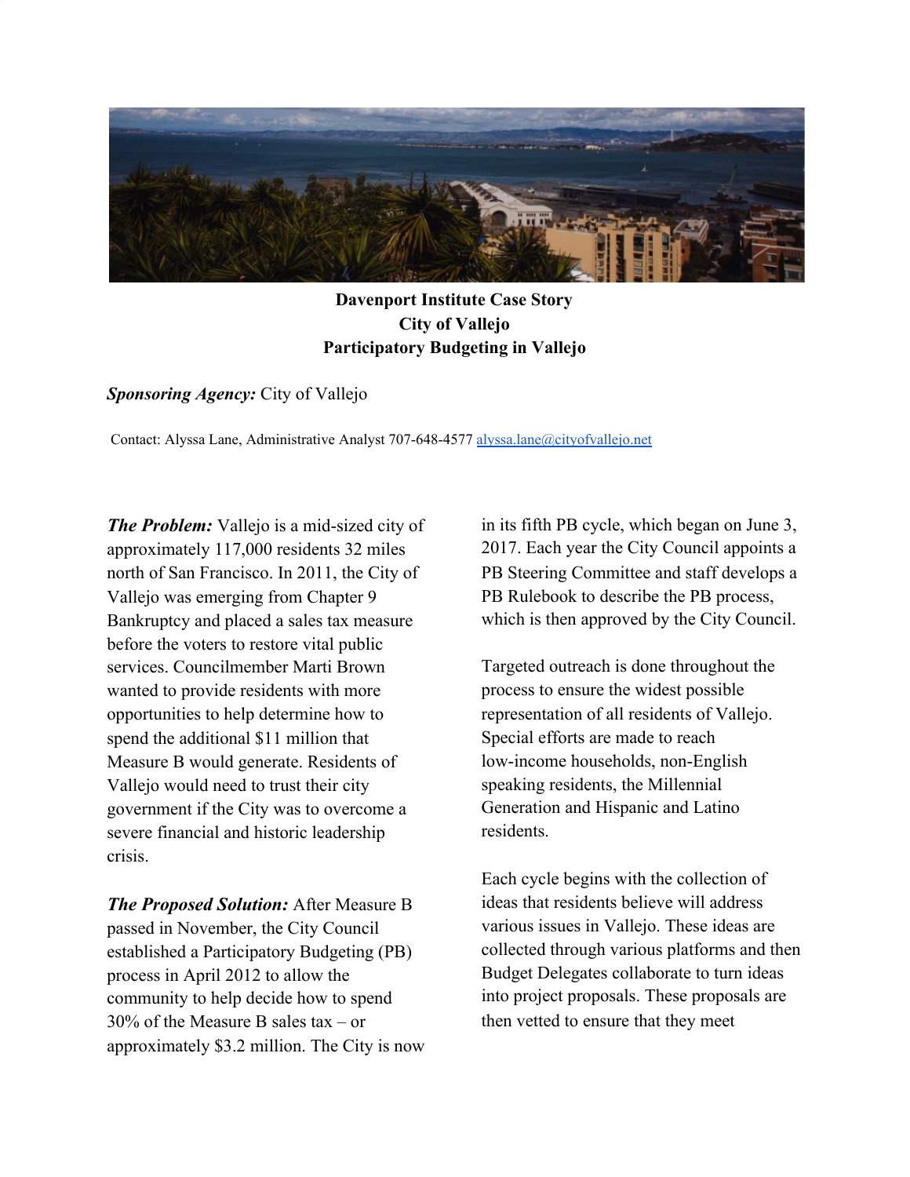**Davenport Institute Case Story**
**City of Vallejo**
**Participatory Budgeting in Vallejo**

***Sponsoring Agency:*** City of Vallejo

Contact: Alyssa Lane, Administrative Analyst 707-648-4577 [alyssa.lane@cityofvallejo.net](mailto:alyssa.lane@cityofvallejo.net)

***The Problem:*** Vallejo is a mid-sized city of approximately 117,000 residents 32 miles north of San Francisco. In 2011, the City of Vallejo was emerging from Chapter 9 Bankruptcy and placed a sales tax measure before the voters to restore vital public services. Councilmember Marti Brown wanted to provide residents with more opportunities to help determine how to spend the additional $11 million that Measure B would generate. Residents of Vallejo would need to trust their city government if the City was to overcome a severe financial and historic leadership crisis.

***The Proposed Solution:*** After Measure B passed in November, the City Council established a Participatory Budgeting (PB) process in April 2012 to allow the community to help decide how to spend 30% of the Measure B sales tax – or approximately $3.2 million. The City is now in its fifth PB cycle, which began on June 3, 2017. Each year the City Council appoints a PB Steering Committee and staff develops a PB Rulebook to describe the PB process, which is then approved by the City Council.

Targeted outreach is done throughout the process to ensure the widest possible representation of all residents of Vallejo. Special efforts are made to reach low-income households, non-English speaking residents, the Millennial Generation and Hispanic and Latino residents.

Each cycle begins with the collection of ideas that residents believe will address various issues in Vallejo. These ideas are collected through various platforms and then Budget Delegates collaborate to turn ideas into project proposals. These proposals are then vetted to ensure that they meet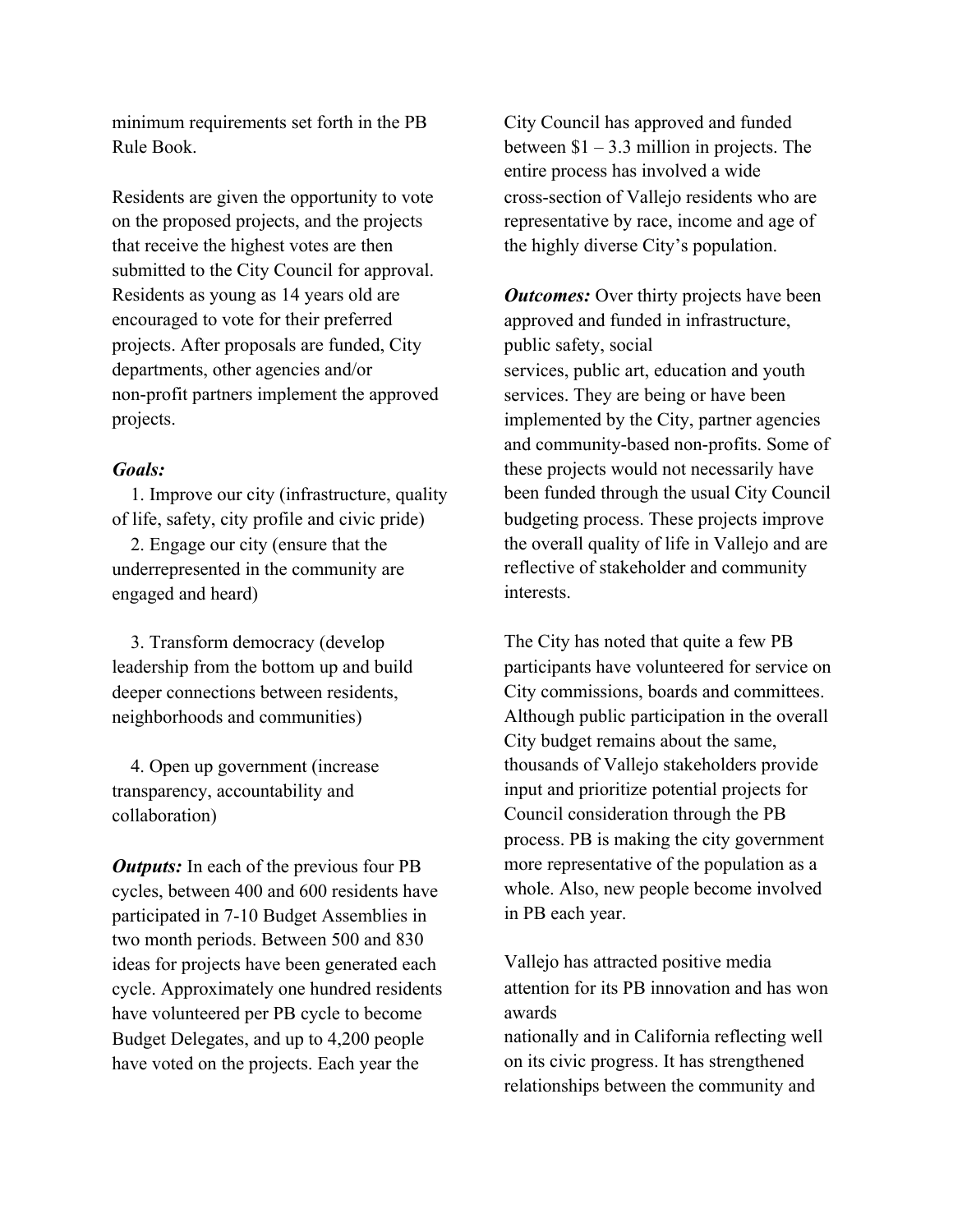minimum requirements set forth in the PB Rule Book.

Residents are given the opportunity to vote on the proposed projects, and the projects that receive the highest votes are then submitted to the City Council for approval. Residents as young as 14 years old are encouraged to vote for their preferred projects. After proposals are funded, City departments, other agencies and/or non-profit partners implement the approved projects.

***Goals:***

1. Improve our city (infrastructure, quality of life, safety, city profile and civic pride)
2. Engage our city (ensure that the underrepresented in the community are engaged and heard)
3. Transform democracy (develop leadership from the bottom up and build deeper connections between residents, neighborhoods and communities)
4. Open up government (increase transparency, accountability and collaboration)

***Outputs:*** In each of the previous four PB cycles, between 400 and 600 residents have participated in 7-10 Budget Assemblies in two month periods. Between 500 and 830 ideas for projects have been generated each cycle. Approximately one hundred residents have volunteered per PB cycle to become Budget Delegates, and up to 4,200 people have voted on the projects. Each year the City Council has approved and funded between $1 – 3.3 million in projects. The entire process has involved a wide cross-section of Vallejo residents who are representative by race, income and age of the highly diverse City's population.

***Outcomes:*** Over thirty projects have been approved and funded in infrastructure, public safety, social services, public art, education and youth services. They are being or have been implemented by the City, partner agencies and community-based non-profits. Some of these projects would not necessarily have been funded through the usual City Council budgeting process. These projects improve the overall quality of life in Vallejo and are reflective of stakeholder and community interests.

The City has noted that quite a few PB participants have volunteered for service on City commissions, boards and committees. Although public participation in the overall City budget remains about the same, thousands of Vallejo stakeholders provide input and prioritize potential projects for Council consideration through the PB process. PB is making the city government more representative of the population as a whole. Also, new people become involved in PB each year.

Vallejo has attracted positive media attention for its PB innovation and has won awards nationally and in California reflecting well on its civic progress. It has strengthened relationships between the community and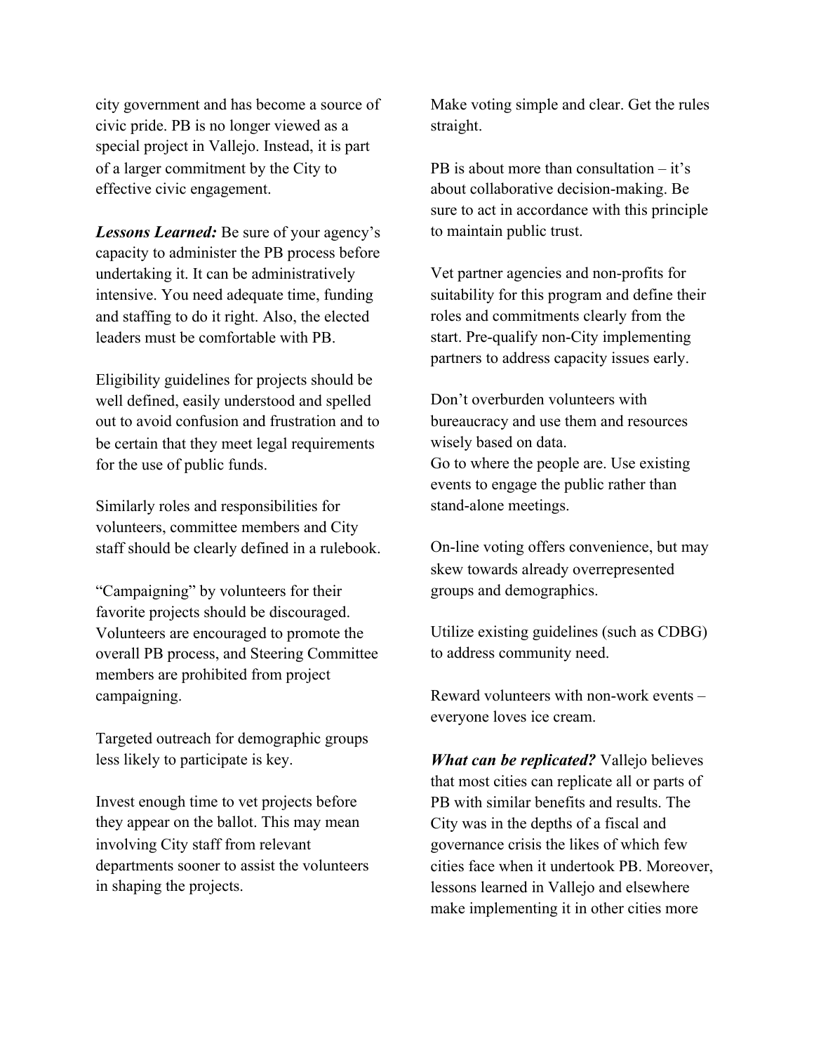city government and has become a source of civic pride. PB is no longer viewed as a special project in Vallejo. Instead, it is part of a larger commitment by the City to effective civic engagement.

***Lessons Learned:*** Be sure of your agency's capacity to administer the PB process before undertaking it. It can be administratively intensive. You need adequate time, funding and staffing to do it right. Also, the elected leaders must be comfortable with PB.

Eligibility guidelines for projects should be well defined, easily understood and spelled out to avoid confusion and frustration and to be certain that they meet legal requirements for the use of public funds.

Similarly roles and responsibilities for volunteers, committee members and City staff should be clearly defined in a rulebook.

"Campaigning" by volunteers for their favorite projects should be discouraged. Volunteers are encouraged to promote the overall PB process, and Steering Committee members are prohibited from project campaigning.

Targeted outreach for demographic groups less likely to participate is key.

Invest enough time to vet projects before they appear on the ballot. This may mean involving City staff from relevant departments sooner to assist the volunteers in shaping the projects.

Make voting simple and clear. Get the rules straight.

PB is about more than consultation – it's about collaborative decision-making. Be sure to act in accordance with this principle to maintain public trust.

Vet partner agencies and non-profits for suitability for this program and define their roles and commitments clearly from the start. Pre-qualify non-City implementing partners to address capacity issues early.

Don't overburden volunteers with bureaucracy and use them and resources wisely based on data.
Go to where the people are. Use existing events to engage the public rather than stand-alone meetings.

On-line voting offers convenience, but may skew towards already overrepresented groups and demographics.

Utilize existing guidelines (such as CDBG) to address community need.

Reward volunteers with non-work events – everyone loves ice cream.

***What can be replicated?*** Vallejo believes that most cities can replicate all or parts of PB with similar benefits and results. The City was in the depths of a fiscal and governance crisis the likes of which few cities face when it undertook PB. Moreover, lessons learned in Vallejo and elsewhere make implementing it in other cities more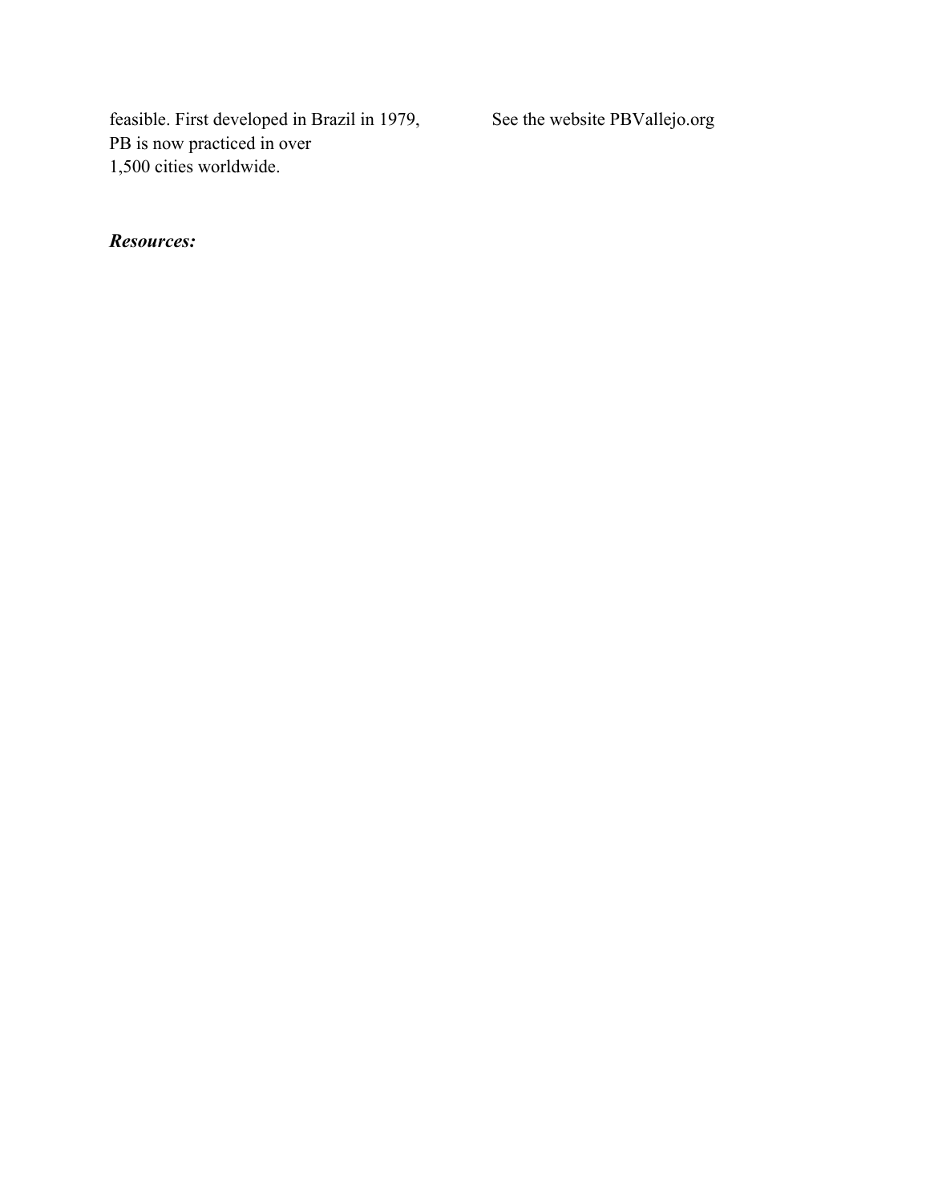feasible. First developed in Brazil in 1979, PB is now practiced in over 1,500 cities worldwide.

See the website PBVallejo.org

***Resources:***